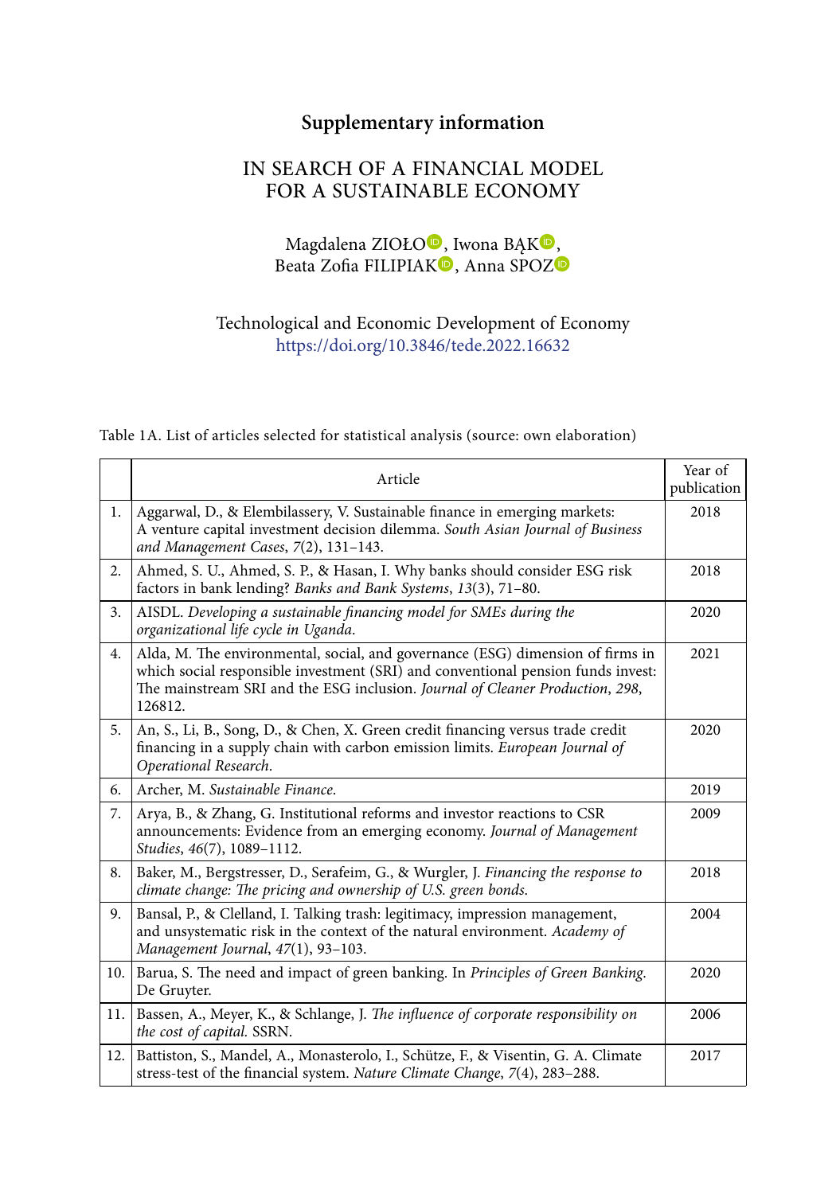## Supplementary information

# IN SEARCH OF A FINANCIAL MODEL FOR A SUSTAINABLE ECONOMY

Magdalena ZIOŁO, Iwona BĄK, Beata Zofia FILIPIAK, Anna SPOZ

Technological and Economic Development of Economy
https://doi.org/10.3846/tede.2022.16632

Table 1A. List of articles selected for statistical analysis (source: own elaboration)

| | Article | Year of publication |
|---|---|---|
| 1. | Aggarwal, D., & Elembilassery, V. Sustainable finance in emerging markets: A venture capital investment decision dilemma. *South Asian Journal of Business and Management Cases*, *7*(2), 131–143. | 2018 |
| 2. | Ahmed, S. U., Ahmed, S. P., & Hasan, I. Why banks should consider ESG risk factors in bank lending? *Banks and Bank Systems*, *13*(3), 71–80. | 2018 |
| 3. | AISDL. *Developing a sustainable financing model for SMEs during the organizational life cycle in Uganda*. | 2020 |
| 4. | Alda, M. The environmental, social, and governance (ESG) dimension of firms in which social responsible investment (SRI) and conventional pension funds invest: The mainstream SRI and the ESG inclusion. *Journal of Cleaner Production*, *298*, 126812. | 2021 |
| 5. | An, S., Li, B., Song, D., & Chen, X. Green credit financing versus trade credit financing in a supply chain with carbon emission limits. *European Journal of Operational Research*. | 2020 |
| 6. | Archer, M. *Sustainable Finance*. | 2019 |
| 7. | Arya, B., & Zhang, G. Institutional reforms and investor reactions to CSR announcements: Evidence from an emerging economy. *Journal of Management Studies*, *46*(7), 1089–1112. | 2009 |
| 8. | Baker, M., Bergstresser, D., Serafeim, G., & Wurgler, J. *Financing the response to climate change: The pricing and ownership of U.S. green bonds*. | 2018 |
| 9. | Bansal, P., & Clelland, I. Talking trash: legitimacy, impression management, and unsystematic risk in the context of the natural environment. *Academy of Management Journal*, *47*(1), 93–103. | 2004 |
| 10. | Barua, S. The need and impact of green banking. In *Principles of Green Banking*. De Gruyter. | 2020 |
| 11. | Bassen, A., Meyer, K., & Schlange, J. *The influence of corporate responsibility on the cost of capital*. SSRN. | 2006 |
| 12. | Battiston, S., Mandel, A., Monasterolo, I., Schütze, F., & Visentin, G. A. Climate stress-test of the financial system. *Nature Climate Change*, *7*(4), 283–288. | 2017 |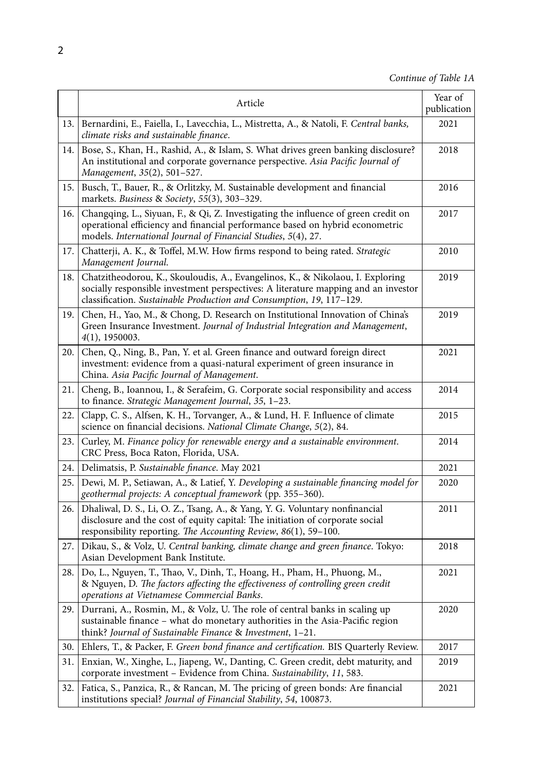*Continue of Table 1A*

| | Article | Year of publication |
|---|---|---|
| 13. | Bernardini, E., Faiella, I., Lavecchia, L., Mistretta, A., & Natoli, F. *Central banks, climate risks and sustainable finance*. | 2021 |
| 14. | Bose, S., Khan, H., Rashid, A., & Islam, S. What drives green banking disclosure? An institutional and corporate governance perspective. *Asia Pacific Journal of Management*, *35*(2), 501–527. | 2018 |
| 15. | Busch, T., Bauer, R., & Orlitzky, M. Sustainable development and financial markets. *Business* & *Society*, *55*(3), 303–329. | 2016 |
| 16. | Changqing, L., Siyuan, F., & Qi, Z. Investigating the influence of green credit on operational efficiency and financial performance based on hybrid econometric models. *International Journal of Financial Studies*, *5*(4), 27. | 2017 |
| 17. | Chatterji, A. K., & Toffel, M.W. How firms respond to being rated. *Strategic Management Journal*. | 2010 |
| 18. | Chatzitheodorou, K., Skouloudis, A., Evangelinos, K., & Nikolaou, I. Exploring socially responsible investment perspectives: A literature mapping and an investor classification. *Sustainable Production and Consumption*, *19*, 117–129. | 2019 |
| 19. | Chen, H., Yao, M., & Chong, D. Research on Institutional Innovation of China's Green Insurance Investment. *Journal of Industrial Integration and Management*, *4*(1), 1950003. | 2019 |
| 20. | Chen, Q., Ning, B., Pan, Y. et al. Green finance and outward foreign direct investment: evidence from a quasi-natural experiment of green insurance in China. *Asia Pacific Journal of Management*. | 2021 |
| 21. | Cheng, B., Ioannou, I., & Serafeim, G. Corporate social responsibility and access to finance. *Strategic Management Journal*, *35*, 1–23. | 2014 |
| 22. | Clapp, C. S., Alfsen, K. H., Torvanger, A., & Lund, H. F. Influence of climate science on financial decisions. *National Climate Change*, *5*(2), 84. | 2015 |
| 23. | Curley, M. *Finance policy for renewable energy and a sustainable environment*. CRC Press, Boca Raton, Florida, USA. | 2014 |
| 24. | Delimatsis, P. *Sustainable finance*. May 2021 | 2021 |
| 25. | Dewi, M. P., Setiawan, A., & Latief, Y. *Developing a sustainable financing model for geothermal projects: A conceptual framework* (pp. 355–360). | 2020 |
| 26. | Dhaliwal, D. S., Li, O. Z., Tsang, A., & Yang, Y. G. Voluntary nonfinancial disclosure and the cost of equity capital: The initiation of corporate social responsibility reporting. *The Accounting Review*, *86*(1), 59–100. | 2011 |
| 27. | Dikau, S., & Volz, U. *Central banking, climate change and green finance*. Tokyo: Asian Development Bank Institute. | 2018 |
| 28. | Do, L., Nguyen, T., Thao, V., Dinh, T., Hoang, H., Pham, H., Phuong, M., & Nguyen, D. *The factors affecting the effectiveness of controlling green credit operations at Vietnamese Commercial Banks*. | 2021 |
| 29. | Durrani, A., Rosmin, M., & Volz, U. The role of central banks in scaling up sustainable finance – what do monetary authorities in the Asia-Pacific region think? *Journal of Sustainable Finance* & *Investment*, 1–21. | 2020 |
| 30. | Ehlers, T., & Packer, F. *Green bond finance and certification.* BIS Quarterly Review. | 2017 |
| 31. | Enxian, W., Xinghe, L., Jiapeng, W., Danting, C. Green credit, debt maturity, and corporate investment – Evidence from China. *Sustainability*, *11*, 583. | 2019 |
| 32. | Fatica, S., Panzica, R., & Rancan, M. The pricing of green bonds: Are financial institutions special? *Journal of Financial Stability*, *54*, 100873. | 2021 |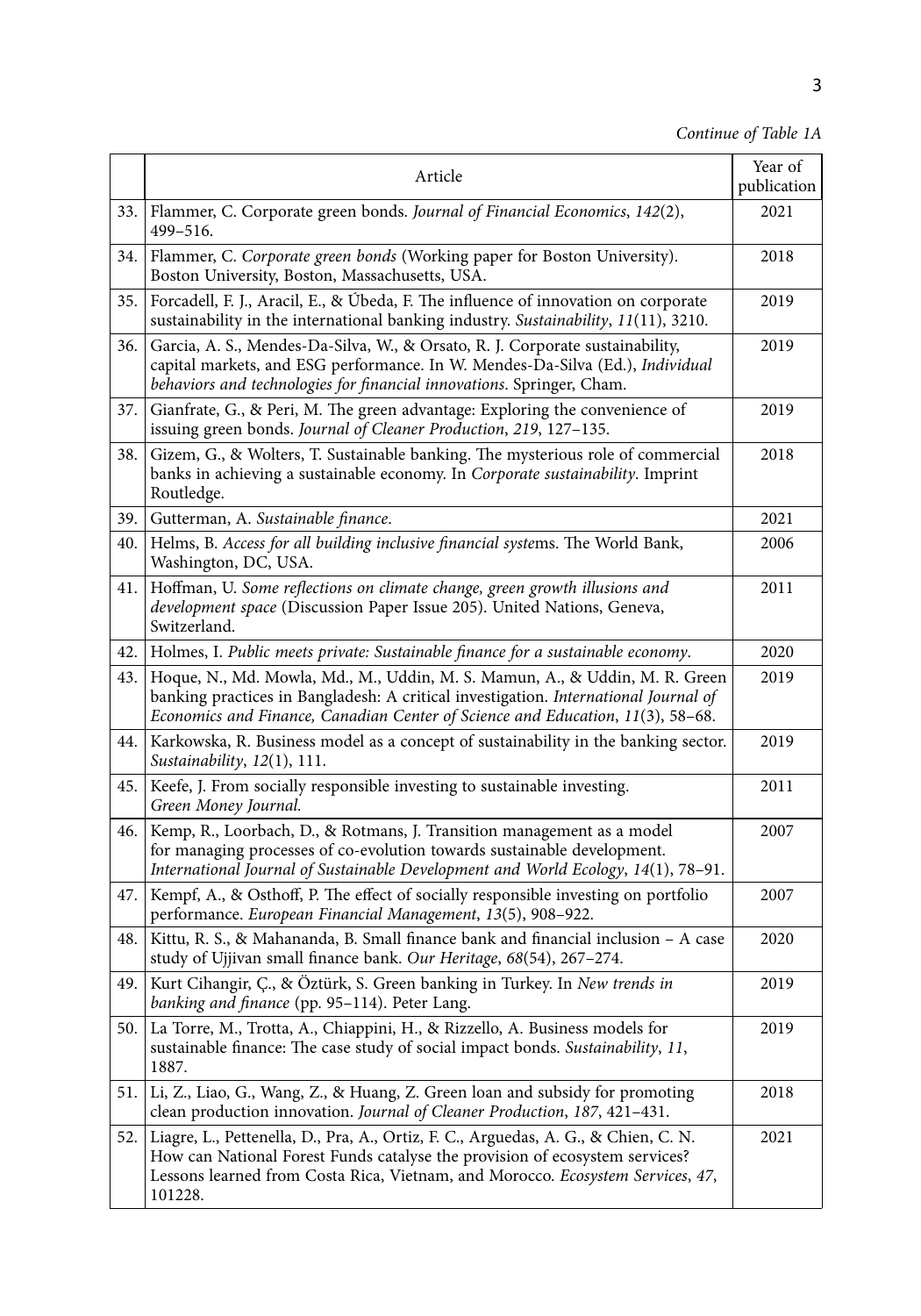*Continue of Table 1A*

| | Article | Year of publication |
|---|---|---|
| 33. | Flammer, C. Corporate green bonds. *Journal of Financial Economics*, *142*(2), 499–516. | 2021 |
| 34. | Flammer, C. *Corporate green bonds* (Working paper for Boston University). Boston University, Boston, Massachusetts, USA. | 2018 |
| 35. | Forcadell, F. J., Aracil, E., & Úbeda, F. The influence of innovation on corporate sustainability in the international banking industry. *Sustainability*, *11*(11), 3210. | 2019 |
| 36. | Garcia, A. S., Mendes-Da-Silva, W., & Orsato, R. J. Corporate sustainability, capital markets, and ESG performance. In W. Mendes-Da-Silva (Ed.), *Individual behaviors and technologies for financial innovations*. Springer, Cham. | 2019 |
| 37. | Gianfrate, G., & Peri, M. The green advantage: Exploring the convenience of issuing green bonds. *Journal of Cleaner Production*, *219*, 127–135. | 2019 |
| 38. | Gizem, G., & Wolters, T. Sustainable banking. The mysterious role of commercial banks in achieving a sustainable economy. In *Corporate sustainability*. Imprint Routledge. | 2018 |
| 39. | Gutterman, A. *Sustainable finance*. | 2021 |
| 40. | Helms, B. *Access for all building inclusive financial systems*. The World Bank, Washington, DC, USA. | 2006 |
| 41. | Hoffman, U. *Some reflections on climate change, green growth illusions and development space* (Discussion Paper Issue 205). United Nations, Geneva, Switzerland. | 2011 |
| 42. | Holmes, I. *Public meets private: Sustainable finance for a sustainable economy*. | 2020 |
| 43. | Hoque, N., Md. Mowla, Md., M., Uddin, M. S. Mamun, A., & Uddin, M. R. Green banking practices in Bangladesh: A critical investigation. *International Journal of Economics and Finance, Canadian Center of Science and Education*, *11*(3), 58–68. | 2019 |
| 44. | Karkowska, R. Business model as a concept of sustainability in the banking sector. *Sustainability*, *12*(1), 111. | 2019 |
| 45. | Keefe, J. From socially responsible investing to sustainable investing. *Green Money Journal.* | 2011 |
| 46. | Kemp, R., Loorbach, D., & Rotmans, J. Transition management as a model for managing processes of co-evolution towards sustainable development. *International Journal of Sustainable Development and World Ecology*, *14*(1), 78–91. | 2007 |
| 47. | Kempf, A., & Osthoff, P. The effect of socially responsible investing on portfolio performance. *European Financial Management*, *13*(5), 908–922. | 2007 |
| 48. | Kittu, R. S., & Mahananda, B. Small finance bank and financial inclusion – A case study of Ujjivan small finance bank. *Our Heritage*, *68*(54), 267–274. | 2020 |
| 49. | Kurt Cihangir, Ç., & Öztürk, S. Green banking in Turkey. In *New trends in banking and finance* (pp. 95–114). Peter Lang. | 2019 |
| 50. | La Torre, M., Trotta, A., Chiappini, H., & Rizzello, A. Business models for sustainable finance: The case study of social impact bonds. *Sustainability*, *11*, 1887. | 2019 |
| 51. | Li, Z., Liao, G., Wang, Z., & Huang, Z. Green loan and subsidy for promoting clean production innovation. *Journal of Cleaner Production*, *187*, 421–431. | 2018 |
| 52. | Liagre, L., Pettenella, D., Pra, A., Ortiz, F. C., Arguedas, A. G., & Chien, C. N. How can National Forest Funds catalyse the provision of ecosystem services? Lessons learned from Costa Rica, Vietnam, and Morocco. *Ecosystem Services*, *47*, 101228. | 2021 |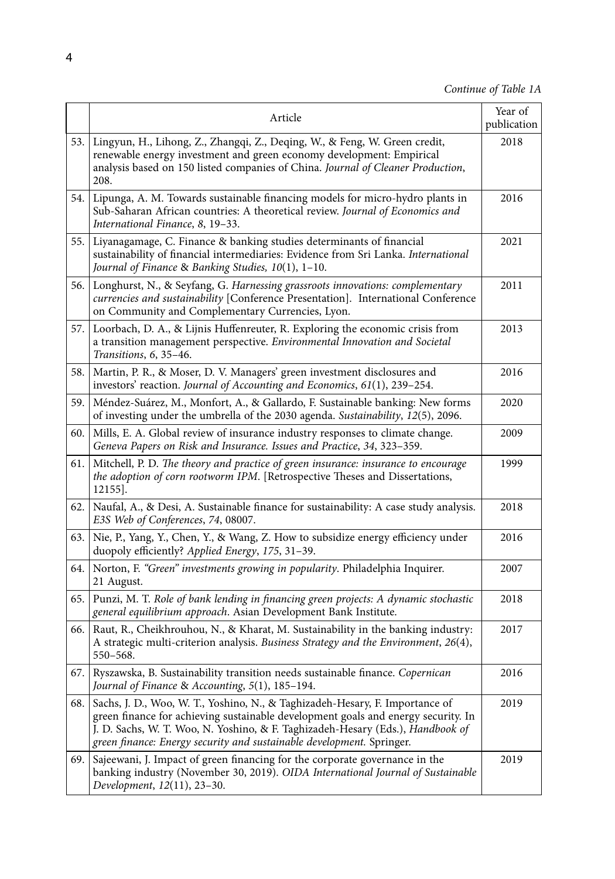*Continue of Table 1A*

| | Article | Year of publication |
|---|---|---|
| 53. | Lingyun, H., Lihong, Z., Zhangqi, Z., Deqing, W., & Feng, W. Green credit, renewable energy investment and green economy development: Empirical analysis based on 150 listed companies of China. *Journal of Cleaner Production*, 208. | 2018 |
| 54. | Lipunga, A. M. Towards sustainable financing models for micro-hydro plants in Sub-Saharan African countries: A theoretical review. *Journal of Economics and International Finance*, *8*, 19–33. | 2016 |
| 55. | Liyanagamage, C. Finance & banking studies determinants of financial sustainability of financial intermediaries: Evidence from Sri Lanka. *International Journal of Finance & Banking Studies, 10*(1), 1–10. | 2021 |
| 56. | Longhurst, N., & Seyfang, G. *Harnessing grassroots innovations: complementary currencies and sustainability* [Conference Presentation]. International Conference on Community and Complementary Currencies, Lyon. | 2011 |
| 57. | Loorbach, D. A., & Lijnis Huffenreuter, R. Exploring the economic crisis from a transition management perspective. *Environmental Innovation and Societal Transitions*, *6*, 35–46. | 2013 |
| 58. | Martin, P. R., & Moser, D. V. Managers' green investment disclosures and investors' reaction. *Journal of Accounting and Economics*, *61*(1), 239–254. | 2016 |
| 59. | Méndez-Suárez, M., Monfort, A., & Gallardo, F. Sustainable banking: New forms of investing under the umbrella of the 2030 agenda. *Sustainability*, *12*(5), 2096. | 2020 |
| 60. | Mills, E. A. Global review of insurance industry responses to climate change. *Geneva Papers on Risk and Insurance. Issues and Practice*, *34*, 323–359. | 2009 |
| 61. | Mitchell, P. D. *The theory and practice of green insurance: insurance to encourage the adoption of corn rootworm IPM*. [Retrospective Theses and Dissertations, 12155]. | 1999 |
| 62. | Naufal, A., & Desi, A. Sustainable finance for sustainability: A case study analysis. *E3S Web of Conferences*, *74*, 08007. | 2018 |
| 63. | Nie, P., Yang, Y., Chen, Y., & Wang, Z. How to subsidize energy efficiency under duopoly efficiently? *Applied Energy*, *175*, 31–39. | 2016 |
| 64. | Norton, F. *"Green" investments growing in popularity*. Philadelphia Inquirer. 21 August. | 2007 |
| 65. | Punzi, M. T. *Role of bank lending in financing green projects: A dynamic stochastic general equilibrium approach*. Asian Development Bank Institute. | 2018 |
| 66. | Raut, R., Cheikhrouhou, N., & Kharat, M. Sustainability in the banking industry: A strategic multi-criterion analysis. *Business Strategy and the Environment*, *26*(4), 550–568. | 2017 |
| 67. | Ryszawska, B. Sustainability transition needs sustainable finance. *Copernican Journal of Finance & Accounting*, *5*(1), 185–194. | 2016 |
| 68. | Sachs, J. D., Woo, W. T., Yoshino, N., & Taghizadeh-Hesary, F. Importance of green finance for achieving sustainable development goals and energy security. In J. D. Sachs, W. T. Woo, N. Yoshino, & F. Taghizadeh-Hesary (Eds.), *Handbook of green finance: Energy security and sustainable development.* Springer. | 2019 |
| 69. | Sajeewani, J. Impact of green financing for the corporate governance in the banking industry (November 30, 2019). *OIDA International Journal of Sustainable Development*, *12*(11), 23–30. | 2019 |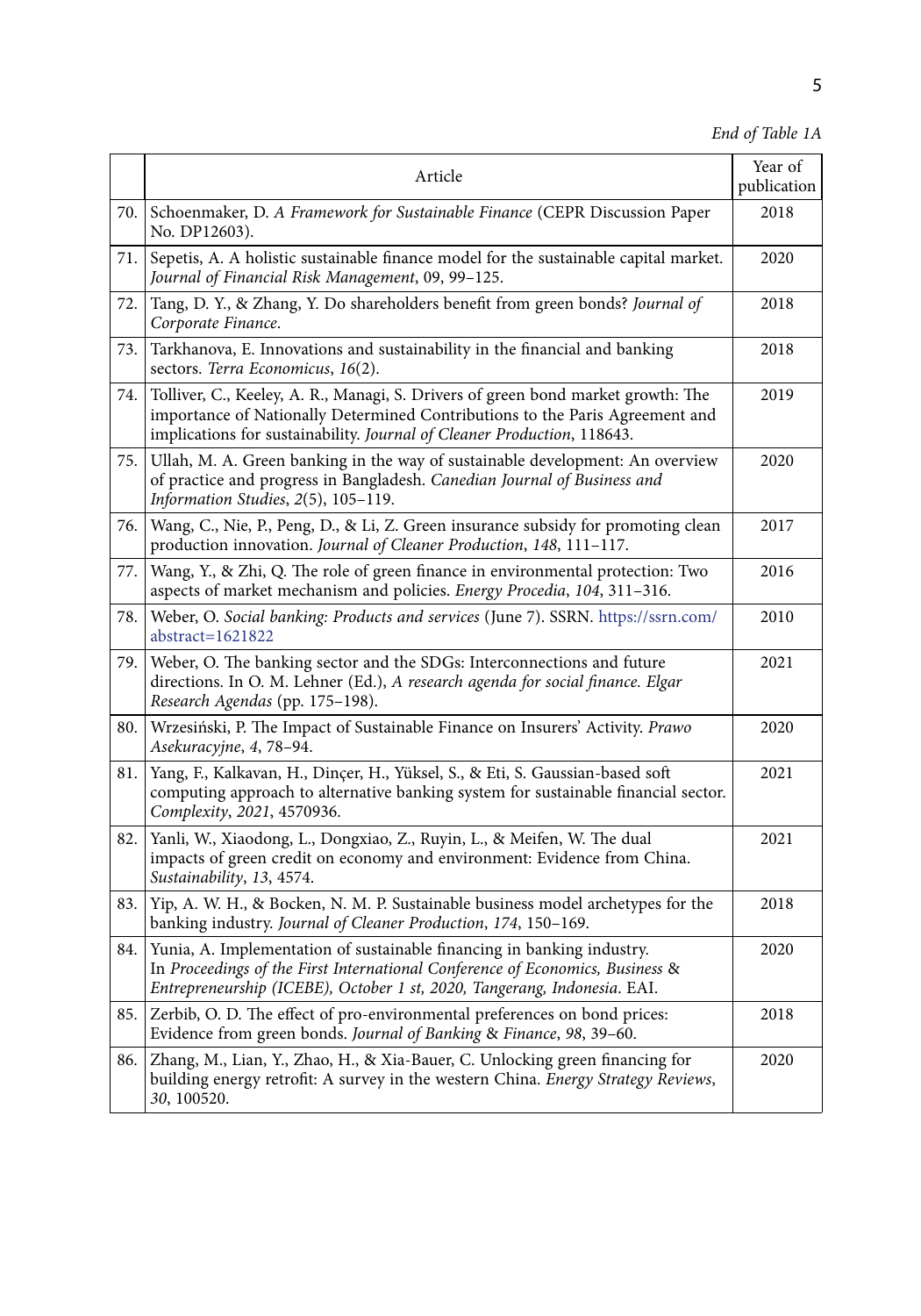*End of Table 1A*

| | Article | Year of publication |
|---|---|---|
| 70. | Schoenmaker, D. *A Framework for Sustainable Finance* (CEPR Discussion Paper No. DP12603). | 2018 |
| 71. | Sepetis, A. A holistic sustainable finance model for the sustainable capital market. *Journal of Financial Risk Management*, 09, 99–125. | 2020 |
| 72. | Tang, D. Y., & Zhang, Y. Do shareholders benefit from green bonds? *Journal of Corporate Finance*. | 2018 |
| 73. | Tarkhanova, E. Innovations and sustainability in the financial and banking sectors. *Terra Economicus*, *16*(2). | 2018 |
| 74. | Tolliver, C., Keeley, A. R., Managi, S. Drivers of green bond market growth: The importance of Nationally Determined Contributions to the Paris Agreement and implications for sustainability. *Journal of Cleaner Production*, 118643. | 2019 |
| 75. | Ullah, M. A. Green banking in the way of sustainable development: An overview of practice and progress in Bangladesh. *Canedian Journal of Business and Information Studies*, *2*(5), 105–119. | 2020 |
| 76. | Wang, C., Nie, P., Peng, D., & Li, Z. Green insurance subsidy for promoting clean production innovation. *Journal of Cleaner Production*, *148*, 111–117. | 2017 |
| 77. | Wang, Y., & Zhi, Q. The role of green finance in environmental protection: Two aspects of market mechanism and policies. *Energy Procedia*, *104*, 311–316. | 2016 |
| 78. | Weber, O. *Social banking: Products and services* (June 7). SSRN. https://ssrn.com/abstract=1621822 | 2010 |
| 79. | Weber, O. The banking sector and the SDGs: Interconnections and future directions. In O. M. Lehner (Ed.), *A research agenda for social finance. Elgar Research Agendas* (pp. 175–198). | 2021 |
| 80. | Wrzesiński, P. The Impact of Sustainable Finance on Insurers' Activity. *Prawo Asekuracyjne*, *4*, 78–94. | 2020 |
| 81. | Yang, F., Kalkavan, H., Dinçer, H., Yüksel, S., & Eti, S. Gaussian-based soft computing approach to alternative banking system for sustainable financial sector. *Complexity*, *2021*, 4570936. | 2021 |
| 82. | Yanli, W., Xiaodong, L., Dongxiao, Z., Ruyin, L., & Meifen, W. The dual impacts of green credit on economy and environment: Evidence from China. *Sustainability*, *13*, 4574. | 2021 |
| 83. | Yip, A. W. H., & Bocken, N. M. P. Sustainable business model archetypes for the banking industry. *Journal of Cleaner Production*, *174*, 150–169. | 2018 |
| 84. | Yunia, A. Implementation of sustainable financing in banking industry. In *Proceedings of the First International Conference of Economics, Business & Entrepreneurship (ICEBE), October 1 st, 2020, Tangerang, Indonesia*. EAI. | 2020 |
| 85. | Zerbib, O. D. The effect of pro-environmental preferences on bond prices: Evidence from green bonds. *Journal of Banking & Finance*, *98*, 39–60. | 2018 |
| 86. | Zhang, M., Lian, Y., Zhao, H., & Xia-Bauer, C. Unlocking green financing for building energy retrofit: A survey in the western China. *Energy Strategy Reviews*, *30*, 100520. | 2020 |